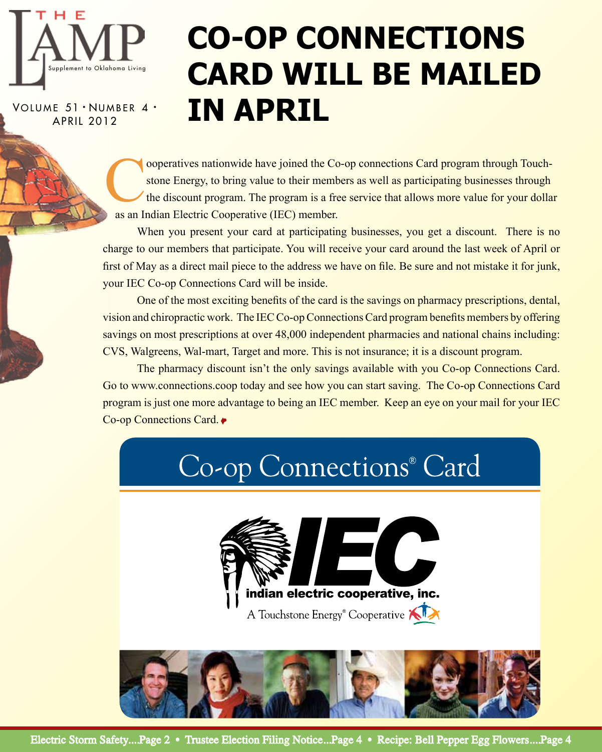# THE LAMP

Supplement to Oklahoma Living

VOLUME 51 • NUMBER 4 • APRIL 2012

# CO-OP CONNECTIONS CARD WILL BE MAILED IN APRIL

Cooperatives nationwide have joined the Co-op connections Card program through Touchstone Energy, to bring value to their members as well as participating businesses through the discount program. The program is a free service that allows more value for your dollar as an Indian Electric Cooperative (IEC) member.

When you present your card at participating businesses, you get a discount. There is no charge to our members that participate. You will receive your card around the last week of April or first of May as a direct mail piece to the address we have on file. Be sure and not mistake it for junk, your IEC Co-op Connections Card will be inside.

One of the most exciting benefits of the card is the savings on pharmacy prescriptions, dental, vision and chiropractic work. The IEC Co-op Connections Card program benefits members by offering savings on most prescriptions at over 48,000 independent pharmacies and national chains including: CVS, Walgreens, Wal-mart, Target and more. This is not insurance; it is a discount program.

The pharmacy discount isn't the only savings available with you Co-op Connections Card. Go to www.connections.coop today and see how you can start saving. The Co-op Connections Card program is just one more advantage to being an IEC member. Keep an eye on your mail for your IEC Co-op Connections Card.

Co-op Connections® Card

IEC

indian electric cooperative, inc.

A Touchstone Energy® Cooperative

Electric Storm Safety....Page 2 • Trustee Election Filing Notice...Page 4 • Recipe: Bell Pepper Egg Flowers....Page 4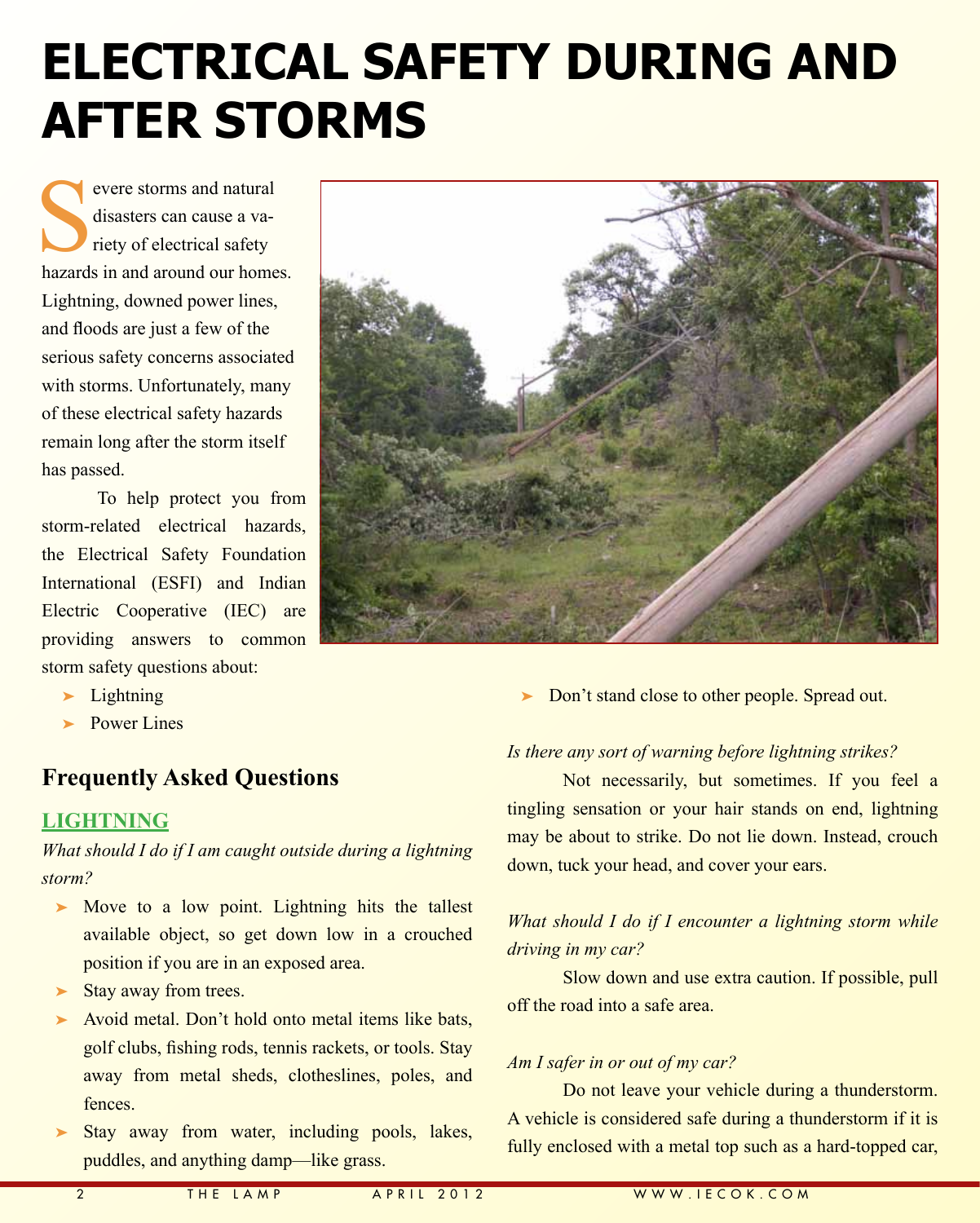# ELECTRICAL SAFETY DURING AND AFTER STORMS

Severe storms and natural disasters can cause a variety of electrical safety hazards in and around our homes. Lightning, downed power lines, and floods are just a few of the serious safety concerns associated with storms. Unfortunately, many of these electrical safety hazards remain long after the storm itself has passed.

To help protect you from storm-related electrical hazards, the Electrical Safety Foundation International (ESFI) and Indian Electric Cooperative (IEC) are providing answers to common storm safety questions about:

- Lightning
- Power Lines

## Frequently Asked Questions

### LIGHTNING

*What should I do if I am caught outside during a lightning storm?*

- Move to a low point. Lightning hits the tallest available object, so get down low in a crouched position if you are in an exposed area.
- Stay away from trees.
- Avoid metal. Don't hold onto metal items like bats, golf clubs, fishing rods, tennis rackets, or tools. Stay away from metal sheds, clotheslines, poles, and fences.
- Stay away from water, including pools, lakes, puddles, and anything damp—like grass.
- Don't stand close to other people. Spread out.

*Is there any sort of warning before lightning strikes?*

Not necessarily, but sometimes. If you feel a tingling sensation or your hair stands on end, lightning may be about to strike. Do not lie down. Instead, crouch down, tuck your head, and cover your ears.

*What should I do if I encounter a lightning storm while driving in my car?*

Slow down and use extra caution. If possible, pull off the road into a safe area.

*Am I safer in or out of my car?*

Do not leave your vehicle during a thunderstorm. A vehicle is considered safe during a thunderstorm if it is fully enclosed with a metal top such as a hard-topped car,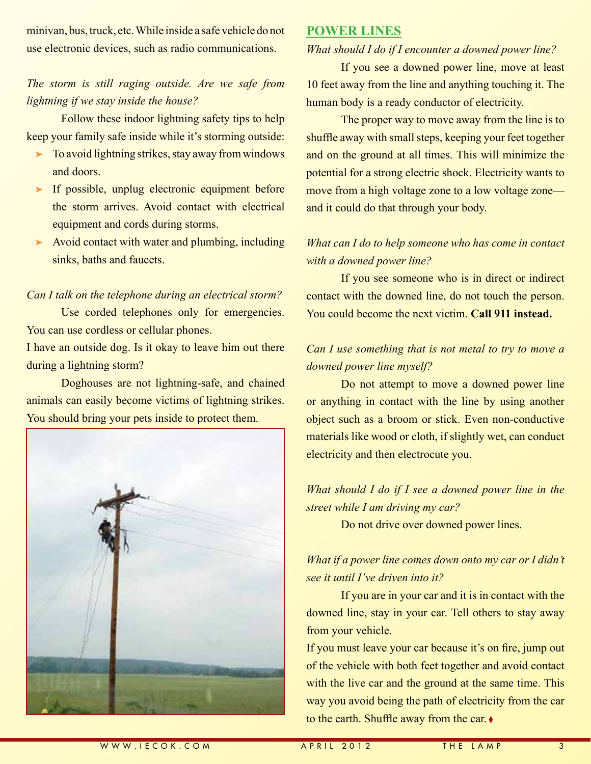minivan, bus, truck, etc. While inside a safe vehicle do not use electronic devices, such as radio communications.

*The storm is still raging outside. Are we safe from lightning if we stay inside the house?*

Follow these indoor lightning safety tips to help keep your family safe inside while it's storming outside:

- To avoid lightning strikes, stay away from windows and doors.
- If possible, unplug electronic equipment before the storm arrives. Avoid contact with electrical equipment and cords during storms.
- Avoid contact with water and plumbing, including sinks, baths and faucets.

*Can I talk on the telephone during an electrical storm?*

Use corded telephones only for emergencies. You can use cordless or cellular phones.

I have an outside dog. Is it okay to leave him out there during a lightning storm?

Doghouses are not lightning-safe, and chained animals can easily become victims of lightning strikes. You should bring your pets inside to protect them.

## POWER LINES

*What should I do if I encounter a downed power line?*

If you see a downed power line, move at least 10 feet away from the line and anything touching it. The human body is a ready conductor of electricity.

The proper way to move away from the line is to shuffle away with small steps, keeping your feet together and on the ground at all times. This will minimize the potential for a strong electric shock. Electricity wants to move from a high voltage zone to a low voltage zone—and it could do that through your body.

*What can I do to help someone who has come in contact with a downed power line?*

If you see someone who is in direct or indirect contact with the downed line, do not touch the person. You could become the next victim. **Call 911 instead.**

*Can I use something that is not metal to try to move a downed power line myself?*

Do not attempt to move a downed power line or anything in contact with the line by using another object such as a broom or stick. Even non-conductive materials like wood or cloth, if slightly wet, can conduct electricity and then electrocute you.

*What should I do if I see a downed power line in the street while I am driving my car?*

Do not drive over downed power lines.

*What if a power line comes down onto my car or I didn't see it until I've driven into it?*

If you are in your car and it is in contact with the downed line, stay in your car. Tell others to stay away from your vehicle.

If you must leave your car because it's on fire, jump out of the vehicle with both feet together and avoid contact with the live car and the ground at the same time. This way you avoid being the path of electricity from the car to the earth. Shuffle away from the car. ♦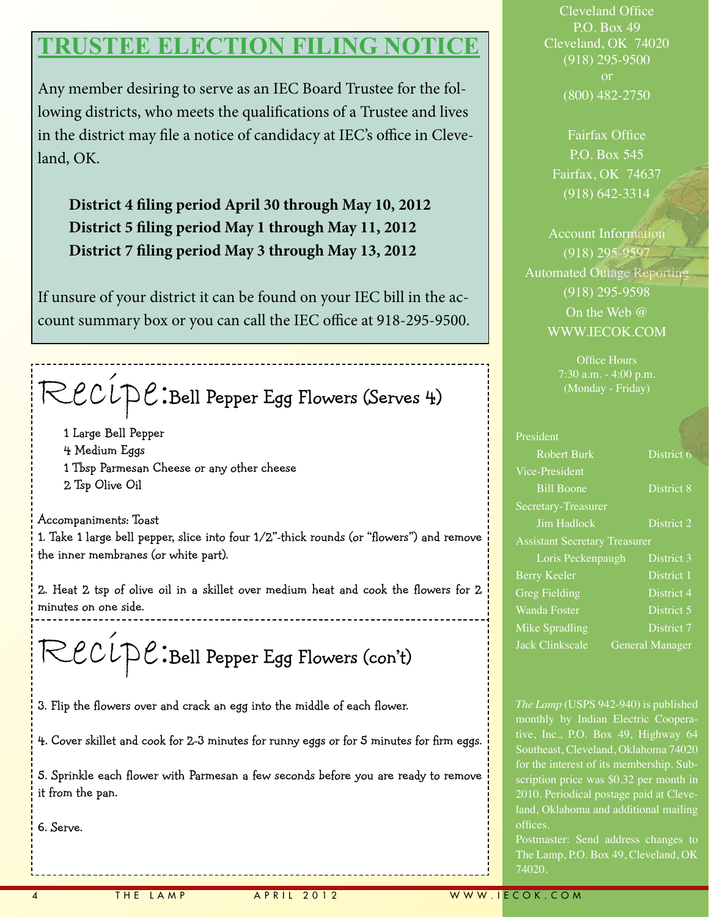# TRUSTEE ELECTION FILING NOTICE

Any member desiring to serve as an IEC Board Trustee for the following districts, who meets the qualifications of a Trustee and lives in the district may file a notice of candidacy at IEC's office in Cleveland, OK.

**District 4 filing period April 30 through May 10, 2012**
**District 5 filing period May 1 through May 11, 2012**
**District 7 filing period May 3 through May 13, 2012**

If unsure of your district it can be found on your IEC bill in the account summary box or you can call the IEC office at 918-295-9500.

## Recipe: Bell Pepper Egg Flowers (Serves 4)

- 1 Large Bell Pepper
- 4 Medium Eggs
- 1 Tbsp Parmesan Cheese or any other cheese
- 2 Tsp Olive Oil

Accompaniments: Toast

1. Take 1 large bell pepper, slice into four 1/2"-thick rounds (or "flowers") and remove the inner membranes (or white part).

2. Heat 2 tsp of olive oil in a skillet over medium heat and cook the flowers for 2 minutes on one side.

## Recipe: Bell Pepper Egg Flowers (con't)

3. Flip the flowers over and crack an egg into the middle of each flower.

4. Cover skillet and cook for 2-3 minutes for runny eggs or for 5 minutes for firm eggs.

5. Sprinkle each flower with Parmesan a few seconds before you are ready to remove it from the pan.

6. Serve.

Cleveland Office
P.O. Box 49
Cleveland, OK 74020
(918) 295-9500
or
(800) 482-2750

Fairfax Office
P.O. Box 545
Fairfax, OK 74637
(918) 642-3314

Account Information
(918) 295-9597
Automated Outage Reporting
(918) 295-9598
On the Web @
WWW.IECOK.COM

Office Hours
7:30 a.m. - 4:00 p.m.
(Monday - Friday)

| | |
|---|---|
| President | |
| Robert Burk | District 6 |
| Vice-President | |
| Bill Boone | District 8 |
| Secretary-Treasurer | |
| Jim Hadlock | District 2 |
| Assistant Secretary Treasurer | |
| Loris Peckenpaugh | District 3 |
| Berry Keeler | District 1 |
| Greg Fielding | District 4 |
| Wanda Foster | District 5 |
| Mike Spradling | District 7 |
| Jack Clinkscale | General Manager |

*The Lamp* (USPS 942-940) is published monthly by Indian Electric Cooperative, Inc., P.O. Box 49, Highway 64 Southeast, Cleveland, Oklahoma 74020 for the interest of its membership. Subscription price was $0.32 per month in 2010. Periodical postage paid at Cleveland, Oklahoma and additional mailing offices.

Postmaster: Send address changes to The Lamp, P.O. Box 49, Cleveland, OK 74020.